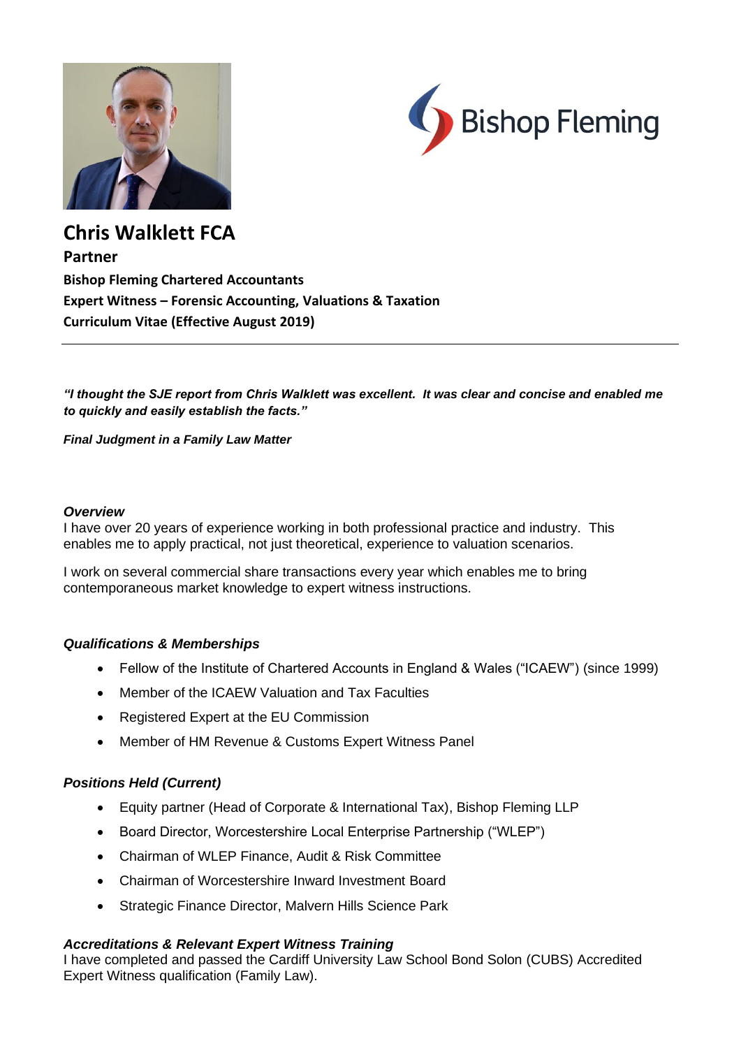# Chris Walklett FCA

**Partner**

**Bishop Fleming Chartered Accountants**

**Expert Witness – Forensic Accounting, Valuations & Taxation**

**Curriculum Vitae (Effective August 2019)**

---

***"I thought the SJE report from Chris Walklett was excellent. It was clear and concise and enabled me to quickly and easily establish the facts."***

***Final Judgment in a Family Law Matter***

### *Overview*

I have over 20 years of experience working in both professional practice and industry. This enables me to apply practical, not just theoretical, experience to valuation scenarios.

I work on several commercial share transactions every year which enables me to bring contemporaneous market knowledge to expert witness instructions.

### *Qualifications & Memberships*

- Fellow of the Institute of Chartered Accounts in England & Wales ("ICAEW") (since 1999)
- Member of the ICAEW Valuation and Tax Faculties
- Registered Expert at the EU Commission
- Member of HM Revenue & Customs Expert Witness Panel

### *Positions Held (Current)*

- Equity partner (Head of Corporate & International Tax), Bishop Fleming LLP
- Board Director, Worcestershire Local Enterprise Partnership ("WLEP")
- Chairman of WLEP Finance, Audit & Risk Committee
- Chairman of Worcestershire Inward Investment Board
- Strategic Finance Director, Malvern Hills Science Park

### *Accreditations & Relevant Expert Witness Training*

I have completed and passed the Cardiff University Law School Bond Solon (CUBS) Accredited Expert Witness qualification (Family Law).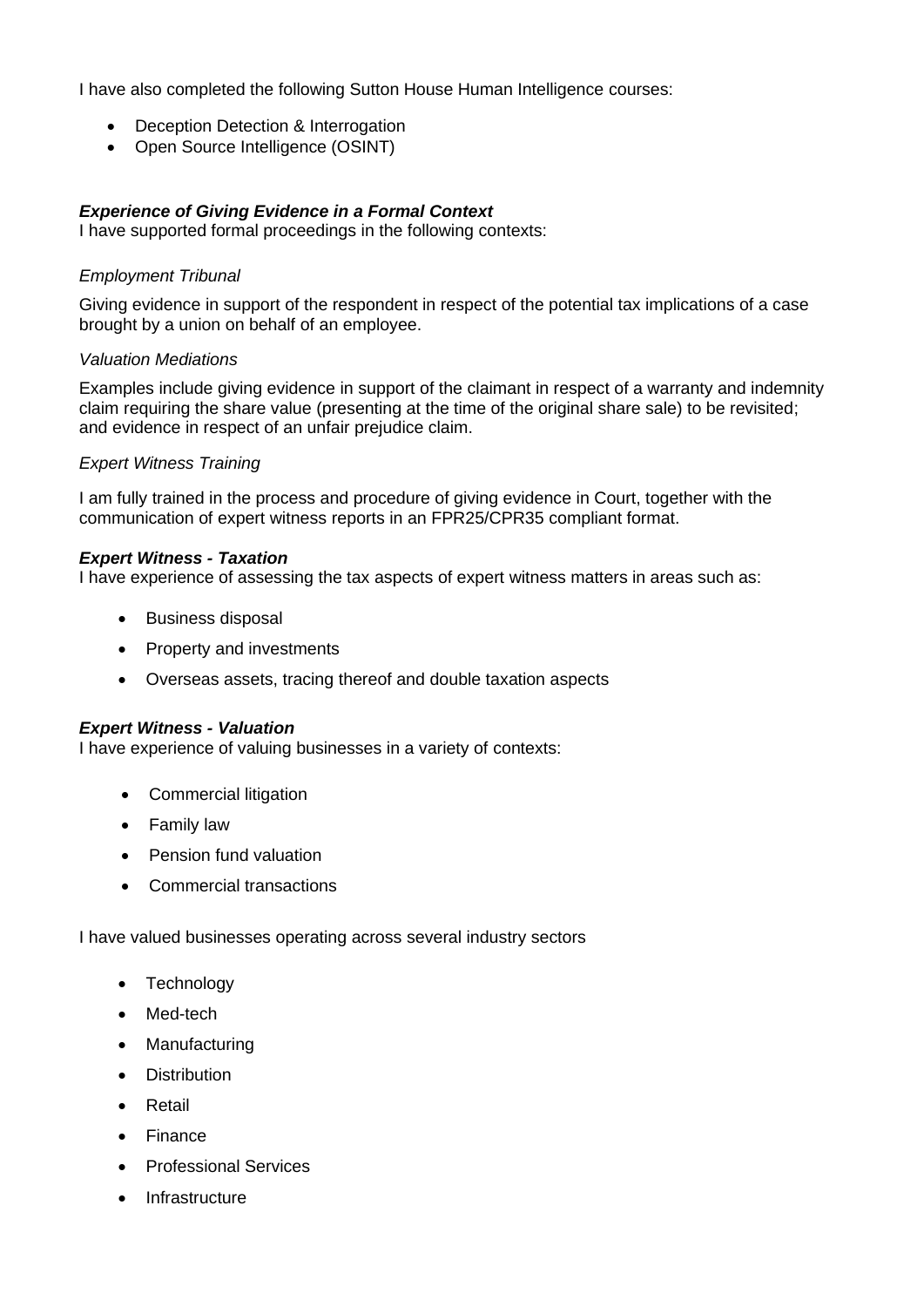I have also completed the following Sutton House Human Intelligence courses:

- Deception Detection & Interrogation
- Open Source Intelligence (OSINT)

***Experience of Giving Evidence in a Formal Context***

I have supported formal proceedings in the following contexts:

*Employment Tribunal*

Giving evidence in support of the respondent in respect of the potential tax implications of a case brought by a union on behalf of an employee.

*Valuation Mediations*

Examples include giving evidence in support of the claimant in respect of a warranty and indemnity claim requiring the share value (presenting at the time of the original share sale) to be revisited; and evidence in respect of an unfair prejudice claim.

*Expert Witness Training*

I am fully trained in the process and procedure of giving evidence in Court, together with the communication of expert witness reports in an FPR25/CPR35 compliant format.

***Expert Witness - Taxation***

I have experience of assessing the tax aspects of expert witness matters in areas such as:

- Business disposal
- Property and investments
- Overseas assets, tracing thereof and double taxation aspects

***Expert Witness - Valuation***

I have experience of valuing businesses in a variety of contexts:

- Commercial litigation
- Family law
- Pension fund valuation
- Commercial transactions

I have valued businesses operating across several industry sectors

- Technology
- Med-tech
- Manufacturing
- Distribution
- Retail
- Finance
- Professional Services
- Infrastructure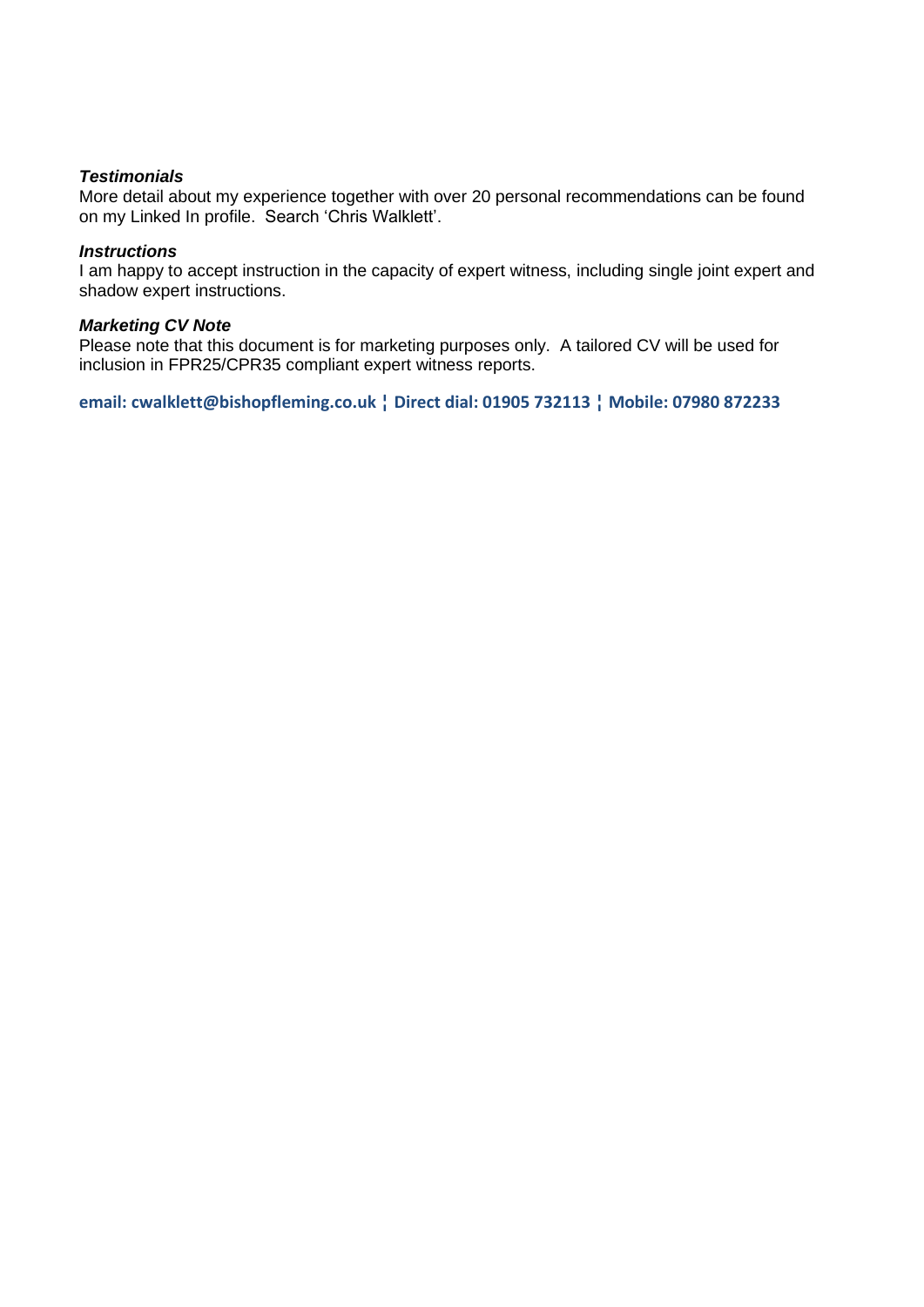***Testimonials***

More detail about my experience together with over 20 personal recommendations can be found on my Linked In profile. Search 'Chris Walklett'.

***Instructions***

I am happy to accept instruction in the capacity of expert witness, including single joint expert and shadow expert instructions.

***Marketing CV Note***

Please note that this document is for marketing purposes only. A tailored CV will be used for inclusion in FPR25/CPR35 compliant expert witness reports.

**email: cwalklett@bishopfleming.co.uk ¦ Direct dial: 01905 732113 ¦ Mobile: 07980 872233**